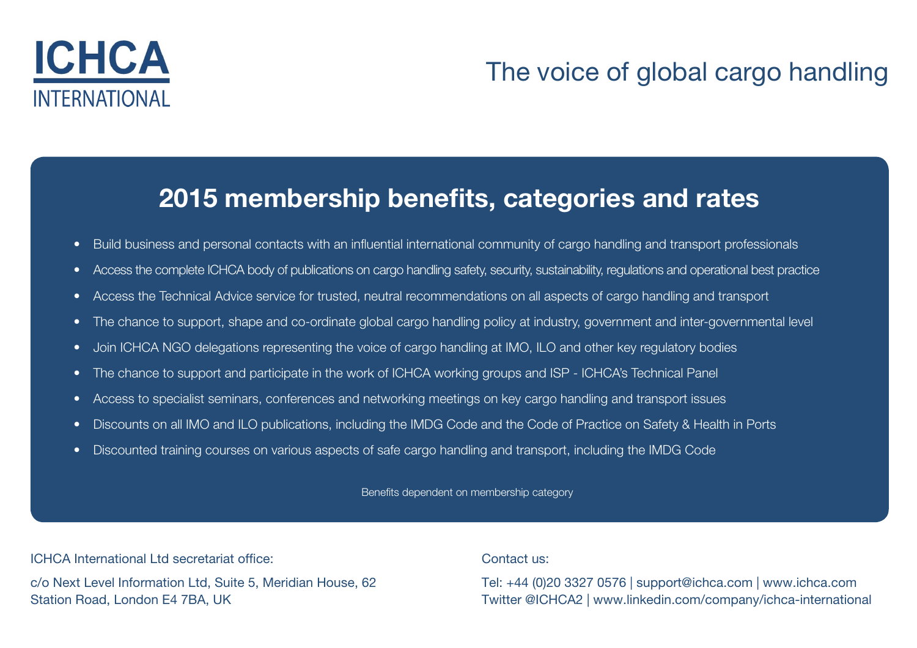ICHCA INTERNATIONAL

The voice of global cargo handling

## 2015 membership benefits, categories and rates

- Build business and personal contacts with an influential international community of cargo handling and transport professionals
- Access the complete ICHCA body of publications on cargo handling safety, security, sustainability, regulations and operational best practice
- Access the Technical Advice service for trusted, neutral recommendations on all aspects of cargo handling and transport
- The chance to support, shape and co-ordinate global cargo handling policy at industry, government and inter-governmental level
- Join ICHCA NGO delegations representing the voice of cargo handling at IMO, ILO and other key regulatory bodies
- The chance to support and participate in the work of ICHCA working groups and ISP - ICHCA's Technical Panel
- Access to specialist seminars, conferences and networking meetings on key cargo handling and transport issues
- Discounts on all IMO and ILO publications, including the IMDG Code and the Code of Practice on Safety & Health in Ports
- Discounted training courses on various aspects of safe cargo handling and transport, including the IMDG Code

Benefits dependent on membership category

ICHCA International Ltd secretariat office:

c/o Next Level Information Ltd, Suite 5, Meridian House, 62 Station Road, London E4 7BA, UK

Contact us:

Tel: +44 (0)20 3327 0576 | support@ichca.com | www.ichca.com
Twitter @ICHCA2 | www.linkedin.com/company/ichca-international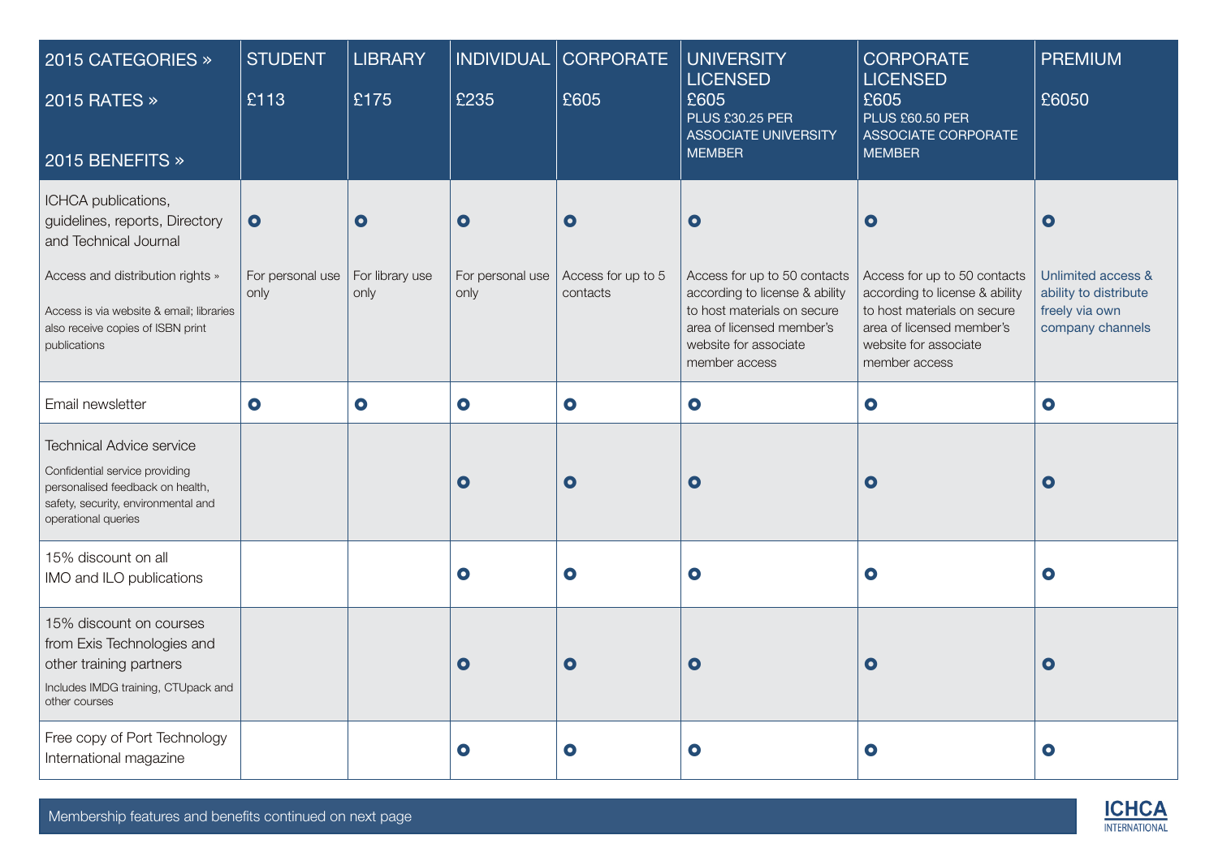| 2015 CATEGORIES »<br>2015 RATES »<br>2015 BENEFITS » | STUDENT<br>£113 | LIBRARY<br>£175 | INDIVIDUAL<br>£235 | CORPORATE<br>£605 | UNIVERSITY LICENSED<br>£605<br>PLUS £30.25 PER ASSOCIATE UNIVERSITY MEMBER | CORPORATE LICENSED<br>£605<br>PLUS £60.50 PER ASSOCIATE CORPORATE MEMBER | PREMIUM<br>£6050 |
|---|---|---|---|---|---|---|---|
| ICHCA publications, guidelines, reports, Directory and Technical Journal | ● | ● | ● | ● | ● | ● | ● |
| Access and distribution rights »<br>Access is via website & email; libraries also receive copies of ISBN print publications | For personal use only | For library use only | For personal use only | Access for up to 5 contacts | Access for up to 50 contacts according to license & ability to host materials on secure area of licensed member's website for associate member access | Access for up to 50 contacts according to license & ability to host materials on secure area of licensed member's website for associate member access | Unlimited access & ability to distribute freely via own company channels |
| Email newsletter | ● | ● | ● | ● | ● | ● | ● |
| Technical Advice service<br>Confidential service providing personalised feedback on health, safety, security, environmental and operational queries | | | ● | ● | ● | ● | ● |
| 15% discount on all IMO and ILO publications | | | ● | ● | ● | ● | ● |
| 15% discount on courses from Exis Technologies and other training partners<br>Includes IMDG training, CTUpack and other courses | | | ● | ● | ● | ● | ● |
| Free copy of Port Technology International magazine | | | ● | ● | ● | ● | ● |

Membership features and benefits continued on next page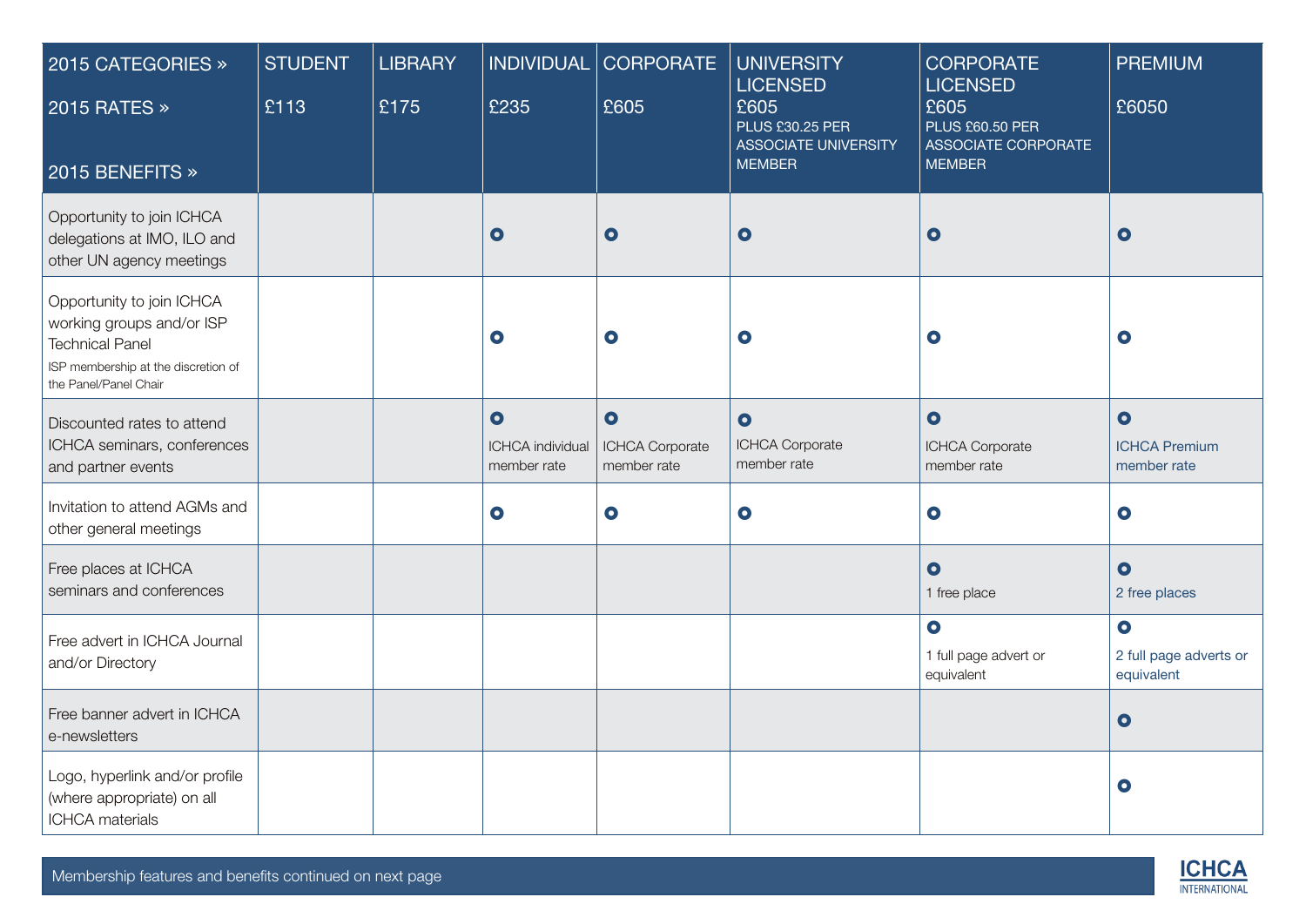| 2015 CATEGORIES » 2015 RATES » 2015 BENEFITS » | STUDENT £113 | LIBRARY £175 | INDIVIDUAL £235 | CORPORATE £605 | UNIVERSITY LICENSED £605 PLUS £30.25 PER ASSOCIATE UNIVERSITY MEMBER | CORPORATE LICENSED £605 PLUS £60.50 PER ASSOCIATE CORPORATE MEMBER | PREMIUM £6050 |
|---|---|---|---|---|---|---|---|
| Opportunity to join ICHCA delegations at IMO, ILO and other UN agency meetings | | | ● | ● | ● | ● | ● |
| Opportunity to join ICHCA working groups and/or ISP Technical Panel<br>ISP membership at the discretion of the Panel/Panel Chair | | | ● | ● | ● | ● | ● |
| Discounted rates to attend ICHCA seminars, conferences and partner events | | | ● ICHCA individual member rate | ● ICHCA Corporate member rate | ● ICHCA Corporate member rate | ● ICHCA Corporate member rate | ● ICHCA Premium member rate |
| Invitation to attend AGMs and other general meetings | | | ● | ● | ● | ● | ● |
| Free places at ICHCA seminars and conferences | | | | | | ● 1 free place | ● 2 free places |
| Free advert in ICHCA Journal and/or Directory | | | | | | ● 1 full page advert or equivalent | ● 2 full page adverts or equivalent |
| Free banner advert in ICHCA e-newsletters | | | | | | | ● |
| Logo, hyperlink and/or profile (where appropriate) on all ICHCA materials | | | | | | | ● |

Membership features and benefits continued on next page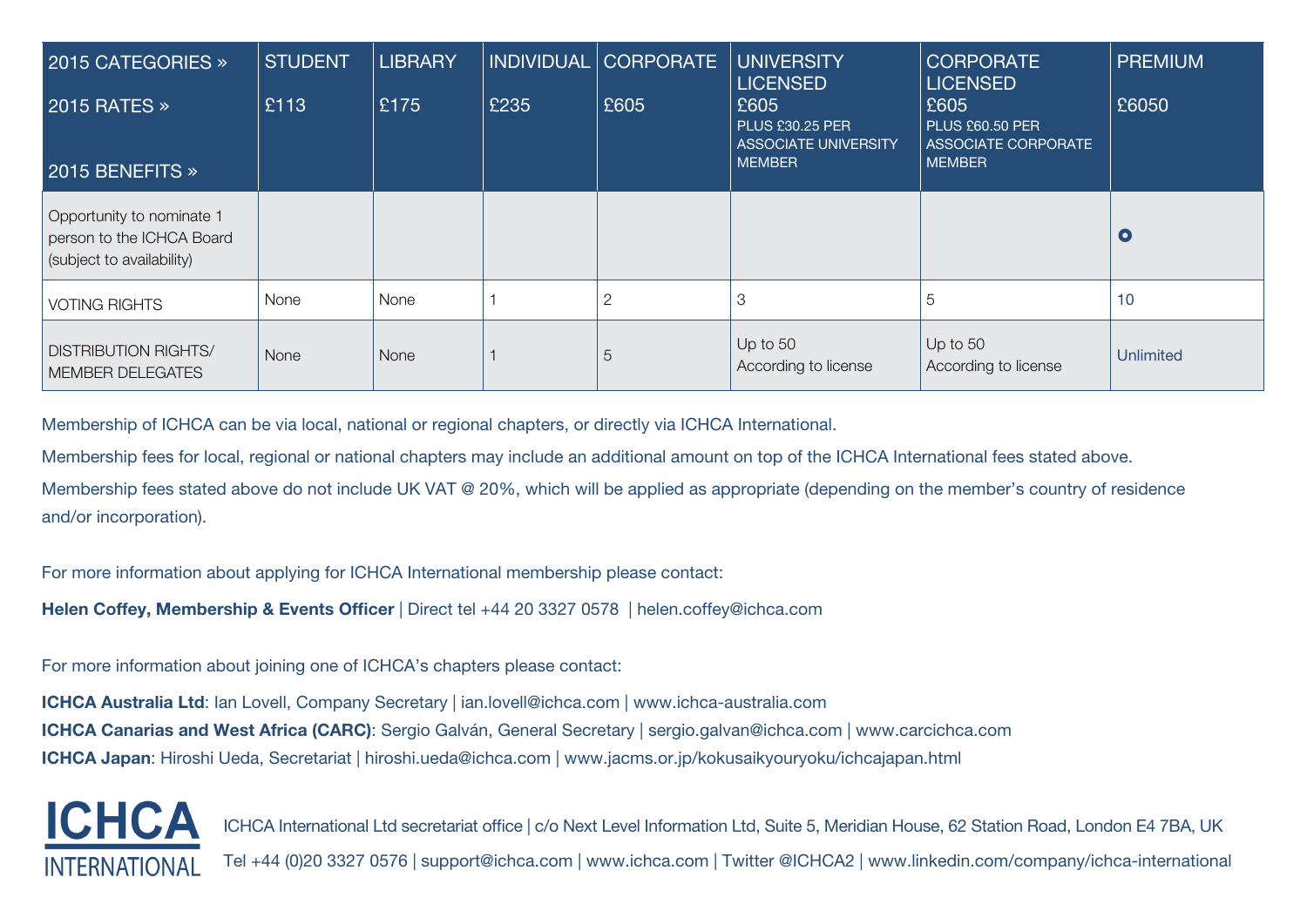| 2015 CATEGORIES » 2015 RATES » 2015 BENEFITS » | STUDENT £113 | LIBRARY £175 | INDIVIDUAL £235 | CORPORATE £605 | UNIVERSITY LICENSED £605 PLUS £30.25 PER ASSOCIATE UNIVERSITY MEMBER | CORPORATE LICENSED £605 PLUS £60.50 PER ASSOCIATE CORPORATE MEMBER | PREMIUM £6050 |
|---|---|---|---|---|---|---|---|
| Opportunity to nominate 1 person to the ICHCA Board (subject to availability) | | | | | | | ● |
| VOTING RIGHTS | None | None | 1 | 2 | 3 | 5 | 10 |
| DISTRIBUTION RIGHTS/ MEMBER DELEGATES | None | None | 1 | 5 | Up to 50 According to license | Up to 50 According to license | Unlimited |

Membership of ICHCA can be via local, national or regional chapters, or directly via ICHCA International.

Membership fees for local, regional or national chapters may include an additional amount on top of the ICHCA International fees stated above.

Membership fees stated above do not include UK VAT @ 20%, which will be applied as appropriate (depending on the member's country of residence and/or incorporation).

For more information about applying for ICHCA International membership please contact:

**Helen Coffey, Membership & Events Officer** | Direct tel +44 20 3327 0578 | helen.coffey@ichca.com

For more information about joining one of ICHCA's chapters please contact:

**ICHCA Australia Ltd**: Ian Lovell, Company Secretary | ian.lovell@ichca.com | www.ichca-australia.com
**ICHCA Canarias and West Africa (CARC)**: Sergio Galván, General Secretary | sergio.galvan@ichca.com | www.carcichca.com
**ICHCA Japan**: Hiroshi Ueda, Secretariat | hiroshi.ueda@ichca.com | www.jacms.or.jp/kokusaikyouryoku/ichcajapan.html

ICHCA INTERNATIONAL

ICHCA International Ltd secretariat office | c/o Next Level Information Ltd, Suite 5, Meridian House, 62 Station Road, London E4 7BA, UK

Tel +44 (0)20 3327 0576 | support@ichca.com | www.ichca.com | Twitter @ICHCA2 | www.linkedin.com/company/ichca-international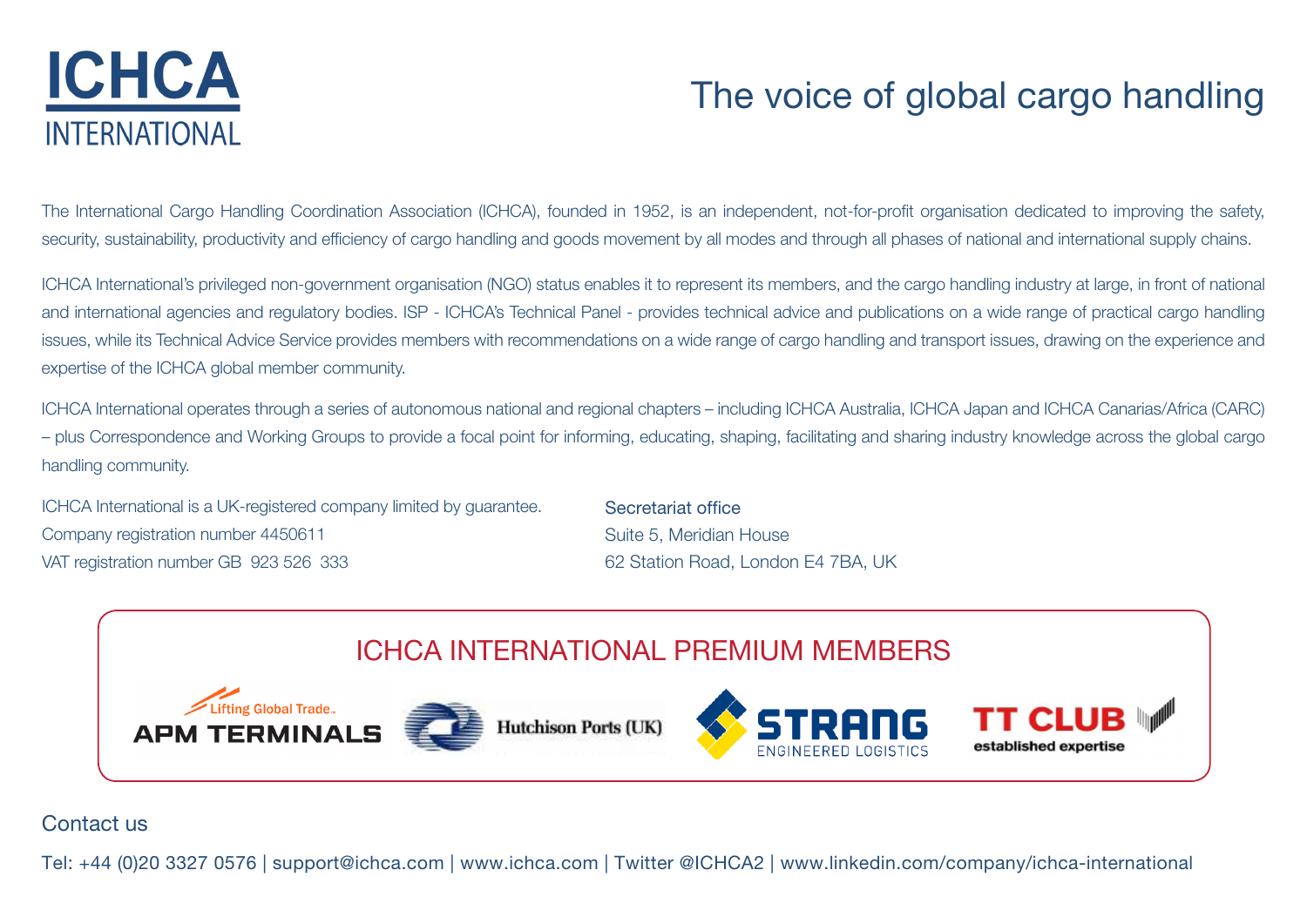# ICHCA INTERNATIONAL

## The voice of global cargo handling

The International Cargo Handling Coordination Association (ICHCA), founded in 1952, is an independent, not-for-profit organisation dedicated to improving the safety, security, sustainability, productivity and efficiency of cargo handling and goods movement by all modes and through all phases of national and international supply chains.

ICHCA International's privileged non-government organisation (NGO) status enables it to represent its members, and the cargo handling industry at large, in front of national and international agencies and regulatory bodies. ISP - ICHCA's Technical Panel - provides technical advice and publications on a wide range of practical cargo handling issues, while its Technical Advice Service provides members with recommendations on a wide range of cargo handling and transport issues, drawing on the experience and expertise of the ICHCA global member community.

ICHCA International operates through a series of autonomous national and regional chapters – including ICHCA Australia, ICHCA Japan and ICHCA Canarias/Africa (CARC) – plus Correspondence and Working Groups to provide a focal point for informing, educating, shaping, facilitating and sharing industry knowledge across the global cargo handling community.

ICHCA International is a UK-registered company limited by guarantee.
Company registration number 4450611
VAT registration number GB 923 526 333

Secretariat office
Suite 5, Meridian House
62 Station Road, London E4 7BA, UK

## ICHCA INTERNATIONAL PREMIUM MEMBERS

Lifting Global Trade. APM TERMINALS

Hutchison Ports (UK)

STRANG ENGINEERED LOGISTICS

TT CLUB established expertise

## Contact us

Tel: +44 (0)20 3327 0576 | support@ichca.com | www.ichca.com | Twitter @ICHCA2 | www.linkedin.com/company/ichca-international